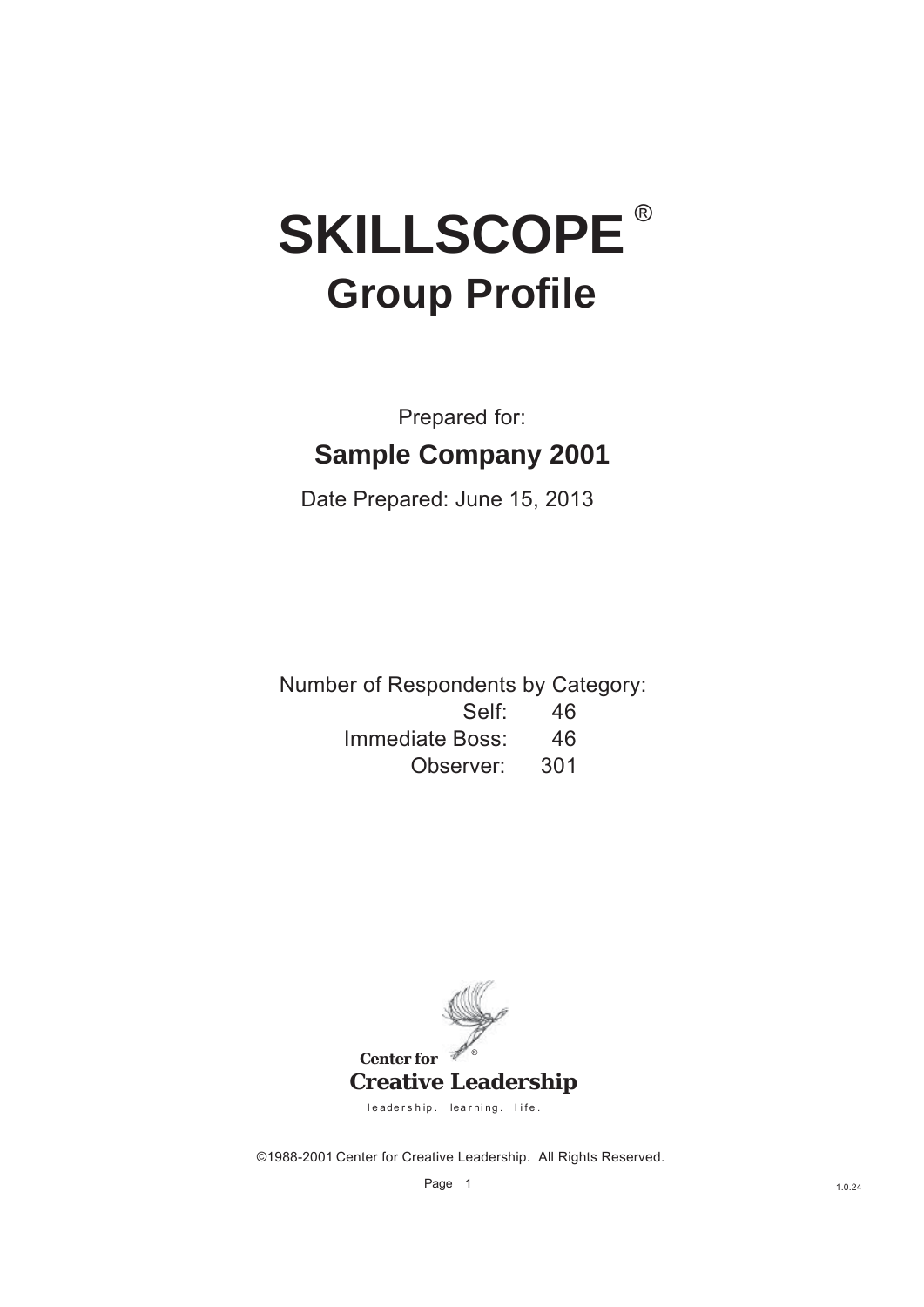# SKILLSCOPE®

## Group Profile

Prepared for:

**Sample Company 2001**

Date Prepared: June 15, 2013

Number of Respondents by Category:

| | |
|---|---|
| Self: | 46 |
| Immediate Boss: | 46 |
| Observer: | 301 |

**Center for Creative Leadership**®

leadership. learning. life.

©1988-2001 Center for Creative Leadership. All Rights Reserved.

1.0.24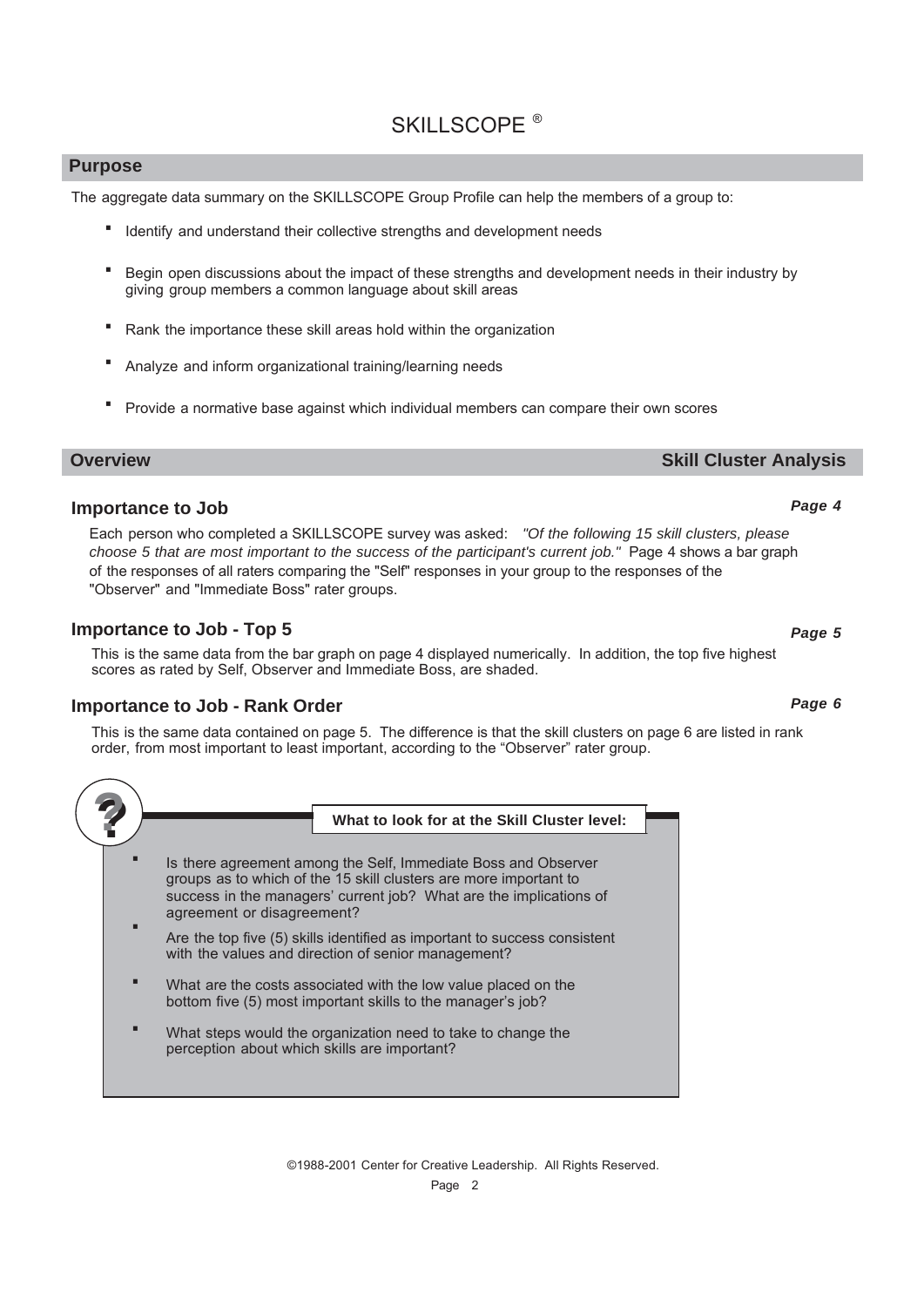# SKILLSCOPE ®

## Purpose

The aggregate data summary on the SKILLSCOPE Group Profile can help the members of a group to:

- Identify and understand their collective strengths and development needs
- Begin open discussions about the impact of these strengths and development needs in their industry by giving group members a common language about skill areas
- Rank the importance these skill areas hold within the organization
- Analyze and inform organizational training/learning needs
- Provide a normative base against which individual members can compare their own scores

## Overview — Skill Cluster Analysis

### Importance to Job — *Page 4*

Each person who completed a SKILLSCOPE survey was asked: *"Of the following 15 skill clusters, please choose 5 that are most important to the success of the participant's current job."* Page 4 shows a bar graph of the responses of all raters comparing the "Self" responses in your group to the responses of the "Observer" and "Immediate Boss" rater groups.

### Importance to Job - Top 5 — *Page 5*

This is the same data from the bar graph on page 4 displayed numerically. In addition, the top five highest scores as rated by Self, Observer and Immediate Boss, are shaded.

### Importance to Job - Rank Order — *Page 6*

This is the same data contained on page 5. The difference is that the skill clusters on page 6 are listed in rank order, from most important to least important, according to the "Observer" rater group.

**What to look for at the Skill Cluster level:**

- Is there agreement among the Self, Immediate Boss and Observer groups as to which of the 15 skill clusters are more important to success in the managers' current job? What are the implications of agreement or disagreement?
- Are the top five (5) skills identified as important to success consistent with the values and direction of senior management?
- What are the costs associated with the low value placed on the bottom five (5) most important skills to the manager's job?
- What steps would the organization need to take to change the perception about which skills are important?

©1988-2001 Center for Creative Leadership. All Rights Reserved.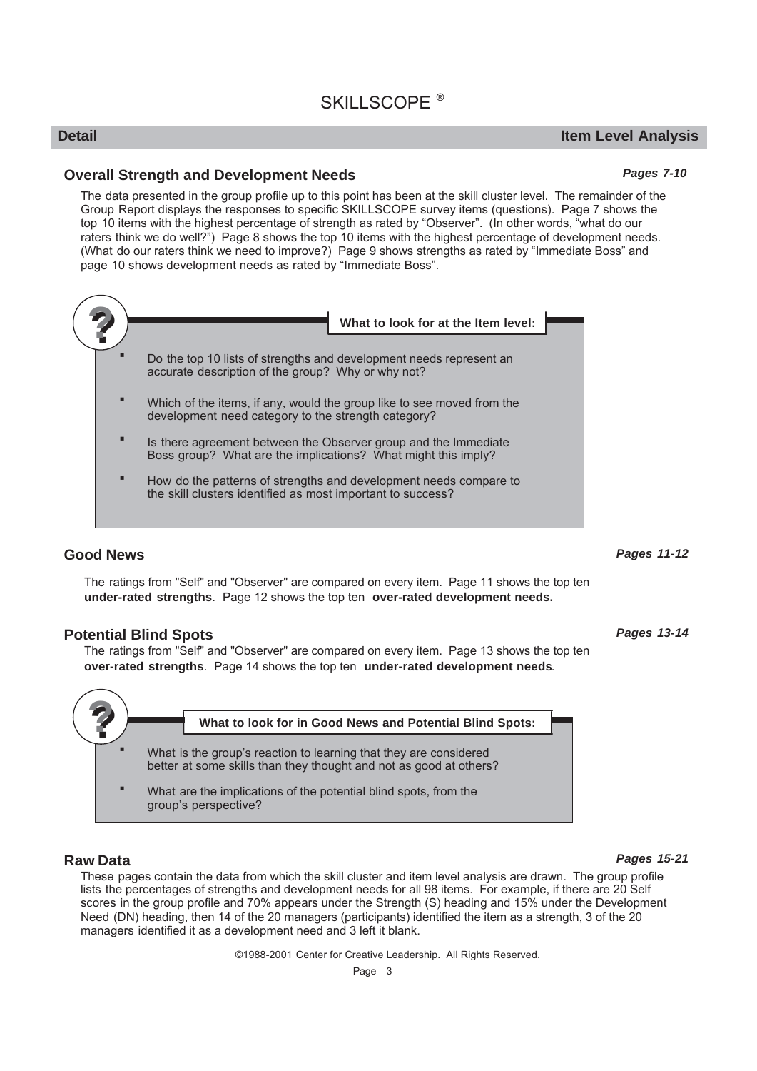# SKILLSCOPE ®

## Detail — Item Level Analysis

### Overall Strength and Development Needs

*Pages 7-10*

The data presented in the group profile up to this point has been at the skill cluster level. The remainder of the Group Report displays the responses to specific SKILLSCOPE survey items (questions). Page 7 shows the top 10 items with the highest percentage of strength as rated by "Observer". (In other words, "what do our raters think we do well?") Page 8 shows the top 10 items with the highest percentage of development needs. (What do our raters think we need to improve?) Page 9 shows strengths as rated by "Immediate Boss" and page 10 shows development needs as rated by "Immediate Boss".

**What to look for at the Item level:**

- Do the top 10 lists of strengths and development needs represent an accurate description of the group? Why or why not?
- Which of the items, if any, would the group like to see moved from the development need category to the strength category?
- Is there agreement between the Observer group and the Immediate Boss group? What are the implications? What might this imply?
- How do the patterns of strengths and development needs compare to the skill clusters identified as most important to success?

### Good News

*Pages 11-12*

The ratings from "Self" and "Observer" are compared on every item. Page 11 shows the top ten **under-rated strengths**. Page 12 shows the top ten **over-rated development needs.**

### Potential Blind Spots

*Pages 13-14*

The ratings from "Self" and "Observer" are compared on every item. Page 13 shows the top ten **over-rated strengths**. Page 14 shows the top ten **under-rated development needs**.

**What to look for in Good News and Potential Blind Spots:**

- What is the group's reaction to learning that they are considered better at some skills than they thought and not as good at others?
- What are the implications of the potential blind spots, from the group's perspective?

### Raw Data

*Pages 15-21*

These pages contain the data from which the skill cluster and item level analysis are drawn. The group profile lists the percentages of strengths and development needs for all 98 items. For example, if there are 20 Self scores in the group profile and 70% appears under the Strength (S) heading and 15% under the Development Need (DN) heading, then 14 of the 20 managers (participants) identified the item as a strength, 3 of the 20 managers identified it as a development need and 3 left it blank.

©1988-2001 Center for Creative Leadership. All Rights Reserved.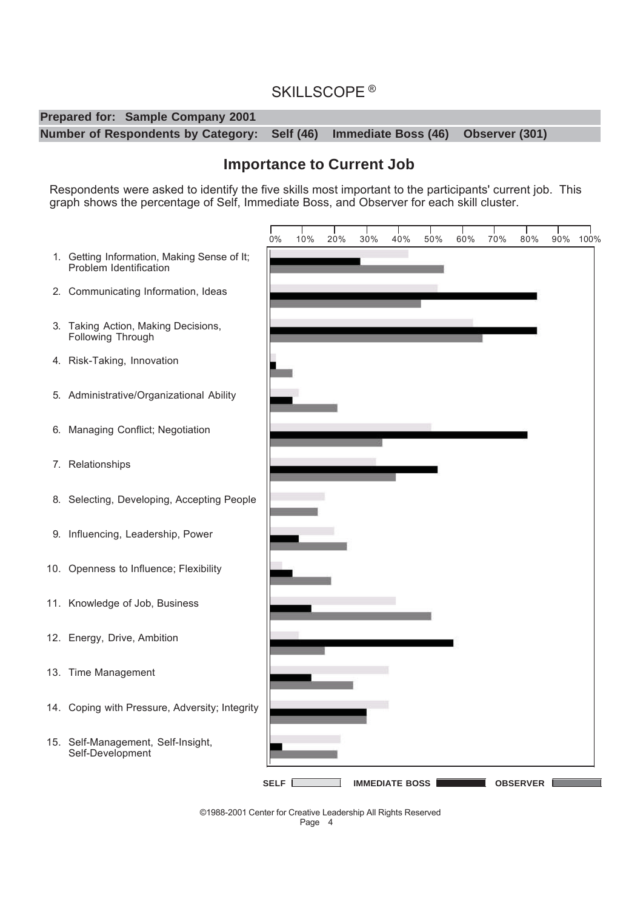# SKILLSCOPE ®

**Prepared for: Sample Company 2001**

**Number of Respondents by Category: Self (46) Immediate Boss (46) Observer (301)**

## Importance to Current Job

Respondents were asked to identify the five skills most important to the participants' current job. This graph shows the percentage of Self, Immediate Boss, and Observer for each skill cluster.

1. Getting Information, Making Sense of It; Problem Identification
2. Communicating Information, Ideas
3. Taking Action, Making Decisions, Following Through
4. Risk-Taking, Innovation
5. Administrative/Organizational Ability
6. Managing Conflict; Negotiation
7. Relationships
8. Selecting, Developing, Accepting People
9. Influencing, Leadership, Power
10. Openness to Influence; Flexibility
11. Knowledge of Job, Business
12. Energy, Drive, Ambition
13. Time Management
14. Coping with Pressure, Adversity; Integrity
15. Self-Management, Self-Insight, Self-Development

0% 10% 20% 30% 40% 50% 60% 70% 80% 90% 100%

SELF IMMEDIATE BOSS OBSERVER

©1988-2001 Center for Creative Leadership All Rights Reserved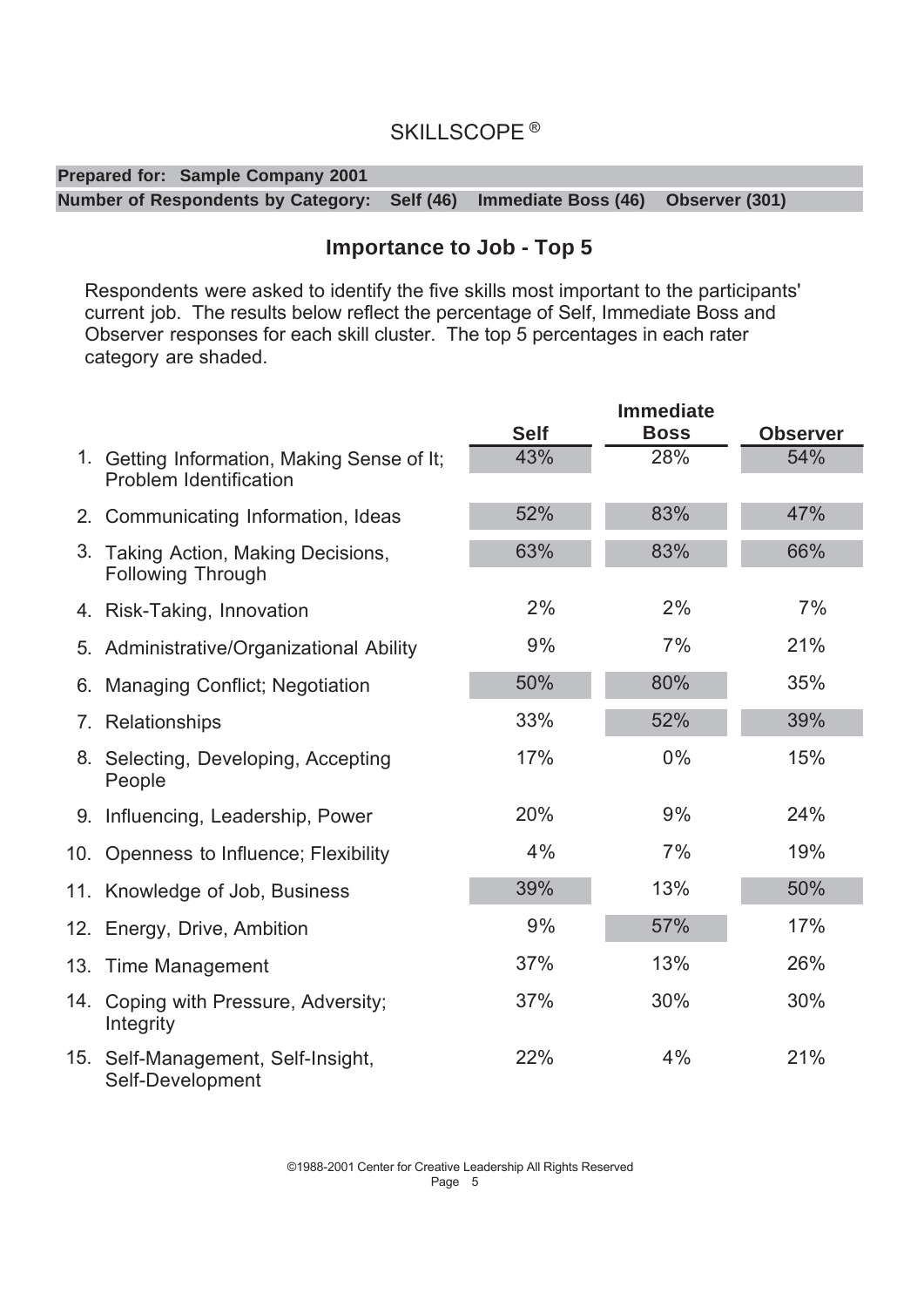# SKILLSCOPE ®

**Prepared for: Sample Company 2001**

**Number of Respondents by Category: Self (46) Immediate Boss (46) Observer (301)**

## Importance to Job - Top 5

Respondents were asked to identify the five skills most important to the participants' current job. The results below reflect the percentage of Self, Immediate Boss and Observer responses for each skill cluster. The top 5 percentages in each rater category are shaded.

| | Self | Immediate Boss | Observer |
|---|---|---|---|
| 1. Getting Information, Making Sense of It; Problem Identification | 43% | 28% | 54% |
| 2. Communicating Information, Ideas | 52% | 83% | 47% |
| 3. Taking Action, Making Decisions, Following Through | 63% | 83% | 66% |
| 4. Risk-Taking, Innovation | 2% | 2% | 7% |
| 5. Administrative/Organizational Ability | 9% | 7% | 21% |
| 6. Managing Conflict; Negotiation | 50% | 80% | 35% |
| 7. Relationships | 33% | 52% | 39% |
| 8. Selecting, Developing, Accepting People | 17% | 0% | 15% |
| 9. Influencing, Leadership, Power | 20% | 9% | 24% |
| 10. Openness to Influence; Flexibility | 4% | 7% | 19% |
| 11. Knowledge of Job, Business | 39% | 13% | 50% |
| 12. Energy, Drive, Ambition | 9% | 57% | 17% |
| 13. Time Management | 37% | 13% | 26% |
| 14. Coping with Pressure, Adversity; Integrity | 37% | 30% | 30% |
| 15. Self-Management, Self-Insight, Self-Development | 22% | 4% | 21% |

©1988-2001 Center for Creative Leadership All Rights Reserved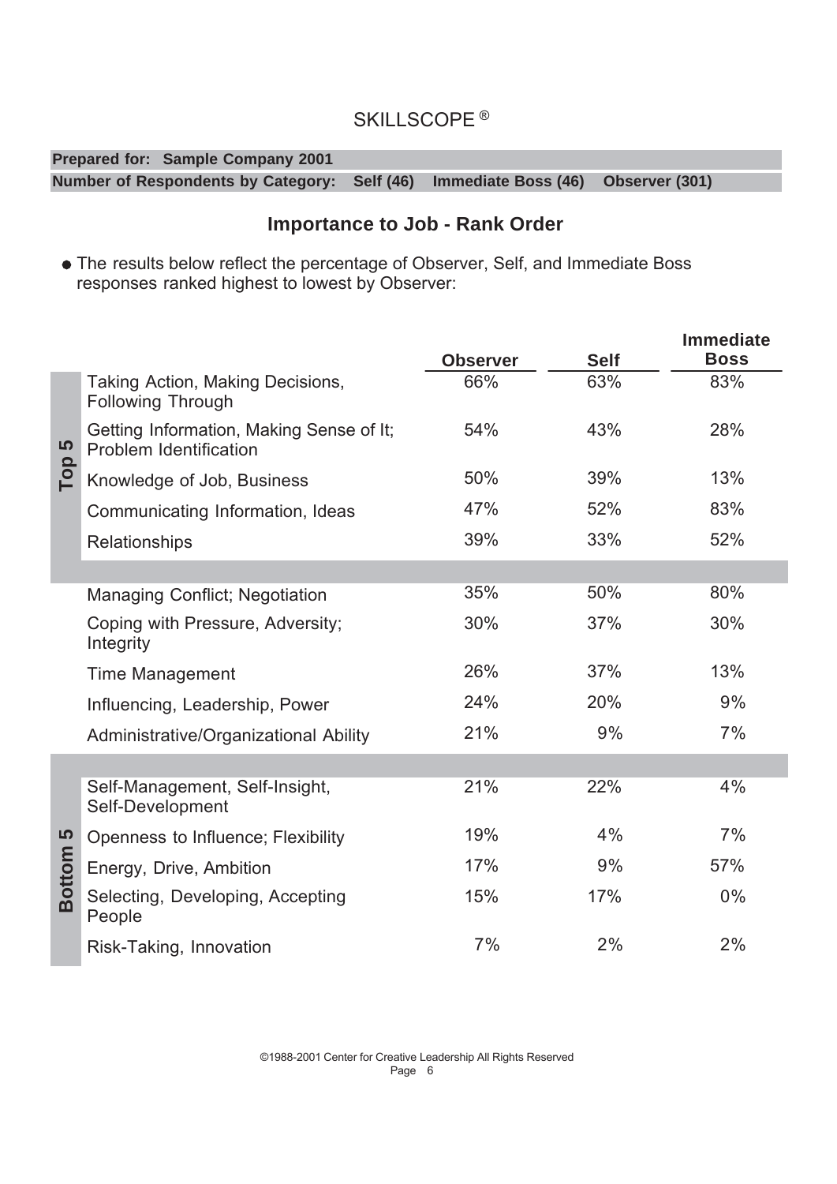SKILLSCOPE ®

**Prepared for: Sample Company 2001**
**Number of Respondents by Category: Self (46) Immediate Boss (46) Observer (301)**

## Importance to Job - Rank Order

- The results below reflect the percentage of Observer, Self, and Immediate Boss responses ranked highest to lowest by Observer:

| | | Observer | Self | Immediate Boss |
|---|---|---|---|---|
| Top 5 | Taking Action, Making Decisions, Following Through | 66% | 63% | 83% |
| | Getting Information, Making Sense of It; Problem Identification | 54% | 43% | 28% |
| | Knowledge of Job, Business | 50% | 39% | 13% |
| | Communicating Information, Ideas | 47% | 52% | 83% |
| | Relationships | 39% | 33% | 52% |
| | Managing Conflict; Negotiation | 35% | 50% | 80% |
| | Coping with Pressure, Adversity; Integrity | 30% | 37% | 30% |
| | Time Management | 26% | 37% | 13% |
| | Influencing, Leadership, Power | 24% | 20% | 9% |
| | Administrative/Organizational Ability | 21% | 9% | 7% |
| Bottom 5 | Self-Management, Self-Insight, Self-Development | 21% | 22% | 4% |
| | Openness to Influence; Flexibility | 19% | 4% | 7% |
| | Energy, Drive, Ambition | 17% | 9% | 57% |
| | Selecting, Developing, Accepting People | 15% | 17% | 0% |
| | Risk-Taking, Innovation | 7% | 2% | 2% |

©1988-2001 Center for Creative Leadership All Rights Reserved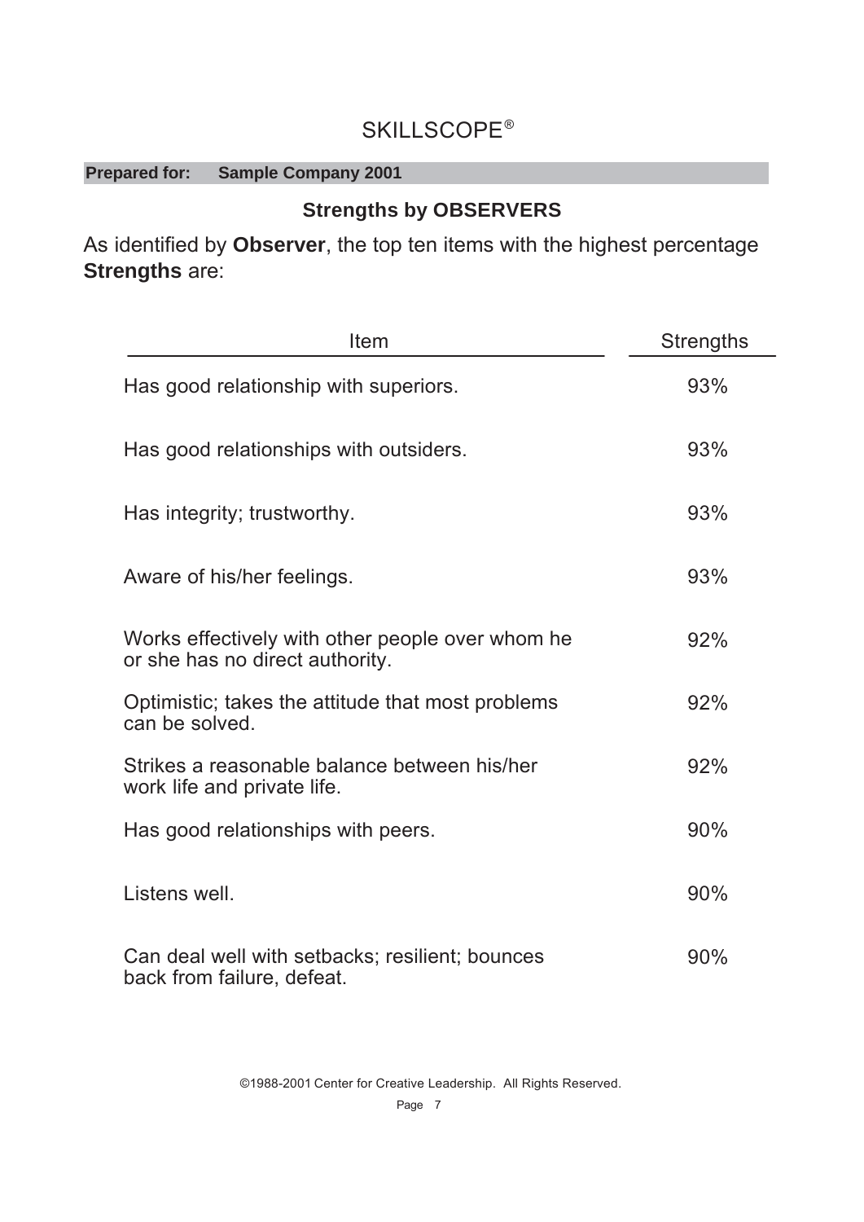# SKILLSCOPE®

**Prepared for: Sample Company 2001**

## Strengths by OBSERVERS

As identified by **Observer**, the top ten items with the highest percentage **Strengths** are:

| Item | Strengths |
| --- | --- |
| Has good relationship with superiors. | 93% |
| Has good relationships with outsiders. | 93% |
| Has integrity; trustworthy. | 93% |
| Aware of his/her feelings. | 93% |
| Works effectively with other people over whom he or she has no direct authority. | 92% |
| Optimistic; takes the attitude that most problems can be solved. | 92% |
| Strikes a reasonable balance between his/her work life and private life. | 92% |
| Has good relationships with peers. | 90% |
| Listens well. | 90% |
| Can deal well with setbacks; resilient; bounces back from failure, defeat. | 90% |

©1988-2001 Center for Creative Leadership. All Rights Reserved.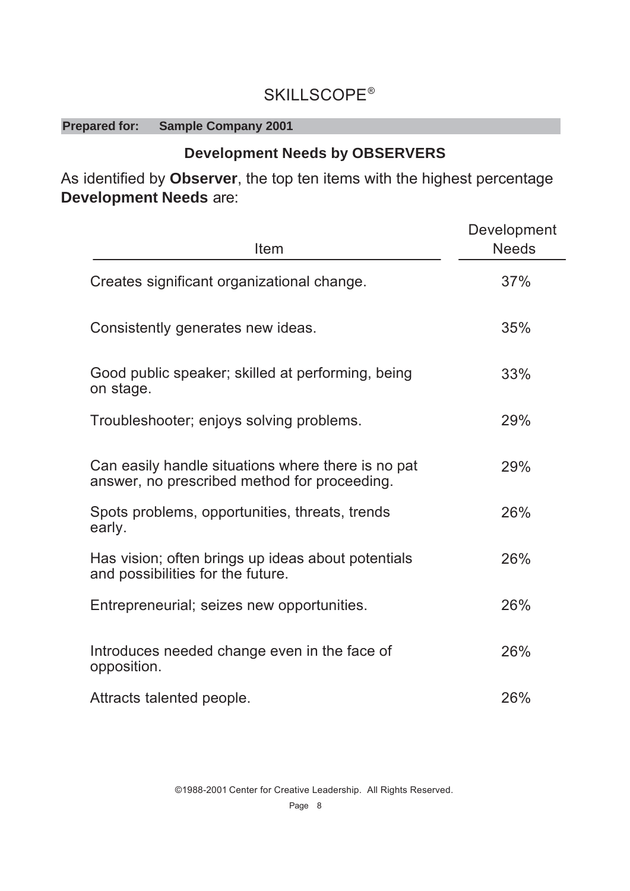# SKILLSCOPE®

**Prepared for: Sample Company 2001**

## Development Needs by OBSERVERS

As identified by **Observer**, the top ten items with the highest percentage **Development Needs** are:

| Item | Development Needs |
| --- | --- |
| Creates significant organizational change. | 37% |
| Consistently generates new ideas. | 35% |
| Good public speaker; skilled at performing, being on stage. | 33% |
| Troubleshooter; enjoys solving problems. | 29% |
| Can easily handle situations where there is no pat answer, no prescribed method for proceeding. | 29% |
| Spots problems, opportunities, threats, trends early. | 26% |
| Has vision; often brings up ideas about potentials and possibilities for the future. | 26% |
| Entrepreneurial; seizes new opportunities. | 26% |
| Introduces needed change even in the face of opposition. | 26% |
| Attracts talented people. | 26% |

©1988-2001 Center for Creative Leadership. All Rights Reserved.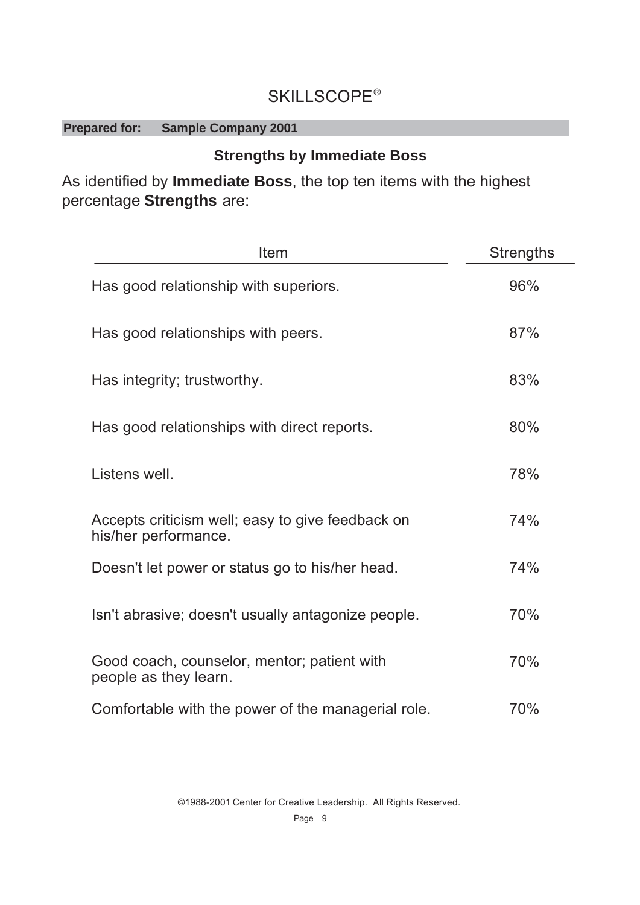# SKILLSCOPE®

**Prepared for: Sample Company 2001**

## Strengths by Immediate Boss

As identified by **Immediate Boss**, the top ten items with the highest percentage **Strengths** are:

| Item | Strengths |
|---|---|
| Has good relationship with superiors. | 96% |
| Has good relationships with peers. | 87% |
| Has integrity; trustworthy. | 83% |
| Has good relationships with direct reports. | 80% |
| Listens well. | 78% |
| Accepts criticism well; easy to give feedback on his/her performance. | 74% |
| Doesn't let power or status go to his/her head. | 74% |
| Isn't abrasive; doesn't usually antagonize people. | 70% |
| Good coach, counselor, mentor; patient with people as they learn. | 70% |
| Comfortable with the power of the managerial role. | 70% |

©1988-2001 Center for Creative Leadership. All Rights Reserved.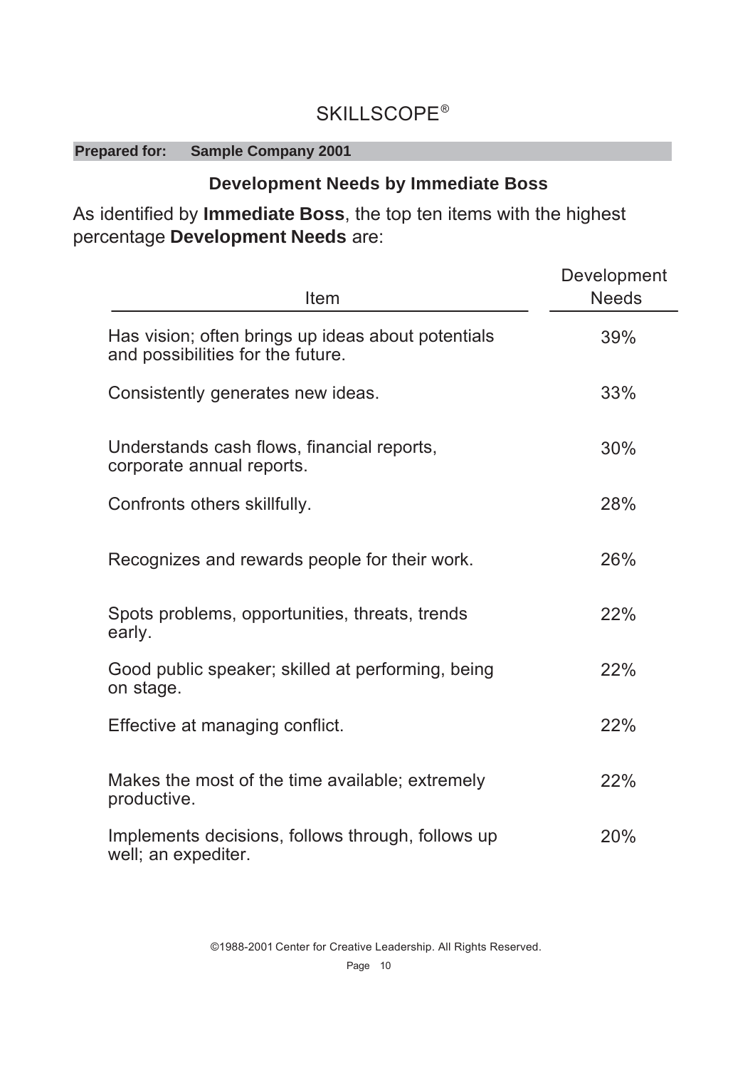# SKILLSCOPE®

**Prepared for: Sample Company 2001**

## Development Needs by Immediate Boss

As identified by **Immediate Boss**, the top ten items with the highest percentage **Development Needs** are:

| Item | Development Needs |
|---|---|
| Has vision; often brings up ideas about potentials and possibilities for the future. | 39% |
| Consistently generates new ideas. | 33% |
| Understands cash flows, financial reports, corporate annual reports. | 30% |
| Confronts others skillfully. | 28% |
| Recognizes and rewards people for their work. | 26% |
| Spots problems, opportunities, threats, trends early. | 22% |
| Good public speaker; skilled at performing, being on stage. | 22% |
| Effective at managing conflict. | 22% |
| Makes the most of the time available; extremely productive. | 22% |
| Implements decisions, follows through, follows up well; an expediter. | 20% |

©1988-2001 Center for Creative Leadership. All Rights Reserved.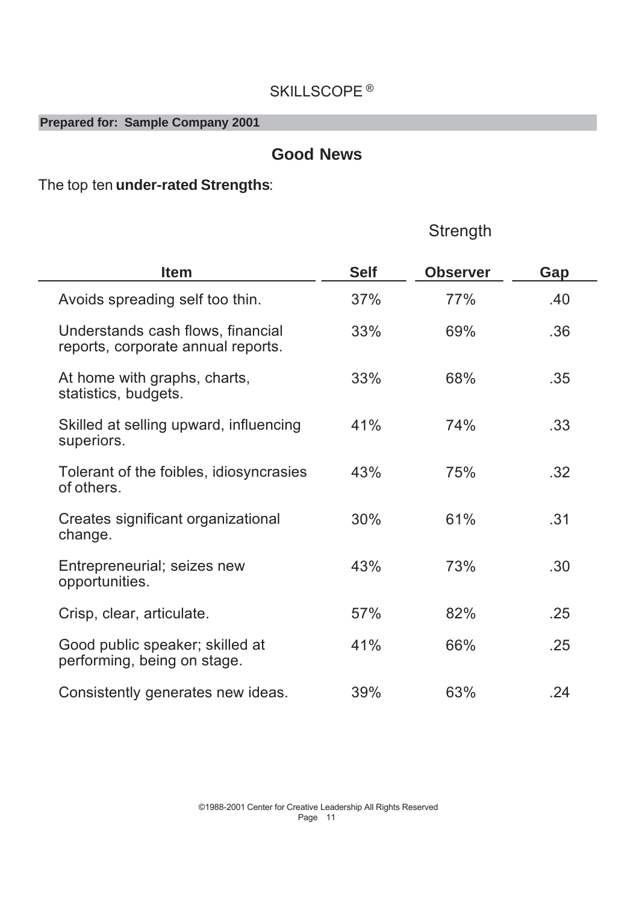SKILLSCOPE ®

**Prepared for: Sample Company 2001**

## Good News

The top ten **under-rated Strengths**:

| Item | Strength | | |
|---|---|---|---|
| | **Self** | **Observer** | **Gap** |
| Avoids spreading self too thin. | 37% | 77% | .40 |
| Understands cash flows, financial reports, corporate annual reports. | 33% | 69% | .36 |
| At home with graphs, charts, statistics, budgets. | 33% | 68% | .35 |
| Skilled at selling upward, influencing superiors. | 41% | 74% | .33 |
| Tolerant of the foibles, idiosyncrasies of others. | 43% | 75% | .32 |
| Creates significant organizational change. | 30% | 61% | .31 |
| Entrepreneurial; seizes new opportunities. | 43% | 73% | .30 |
| Crisp, clear, articulate. | 57% | 82% | .25 |
| Good public speaker; skilled at performing, being on stage. | 41% | 66% | .25 |
| Consistently generates new ideas. | 39% | 63% | .24 |

©1988-2001 Center for Creative Leadership All Rights Reserved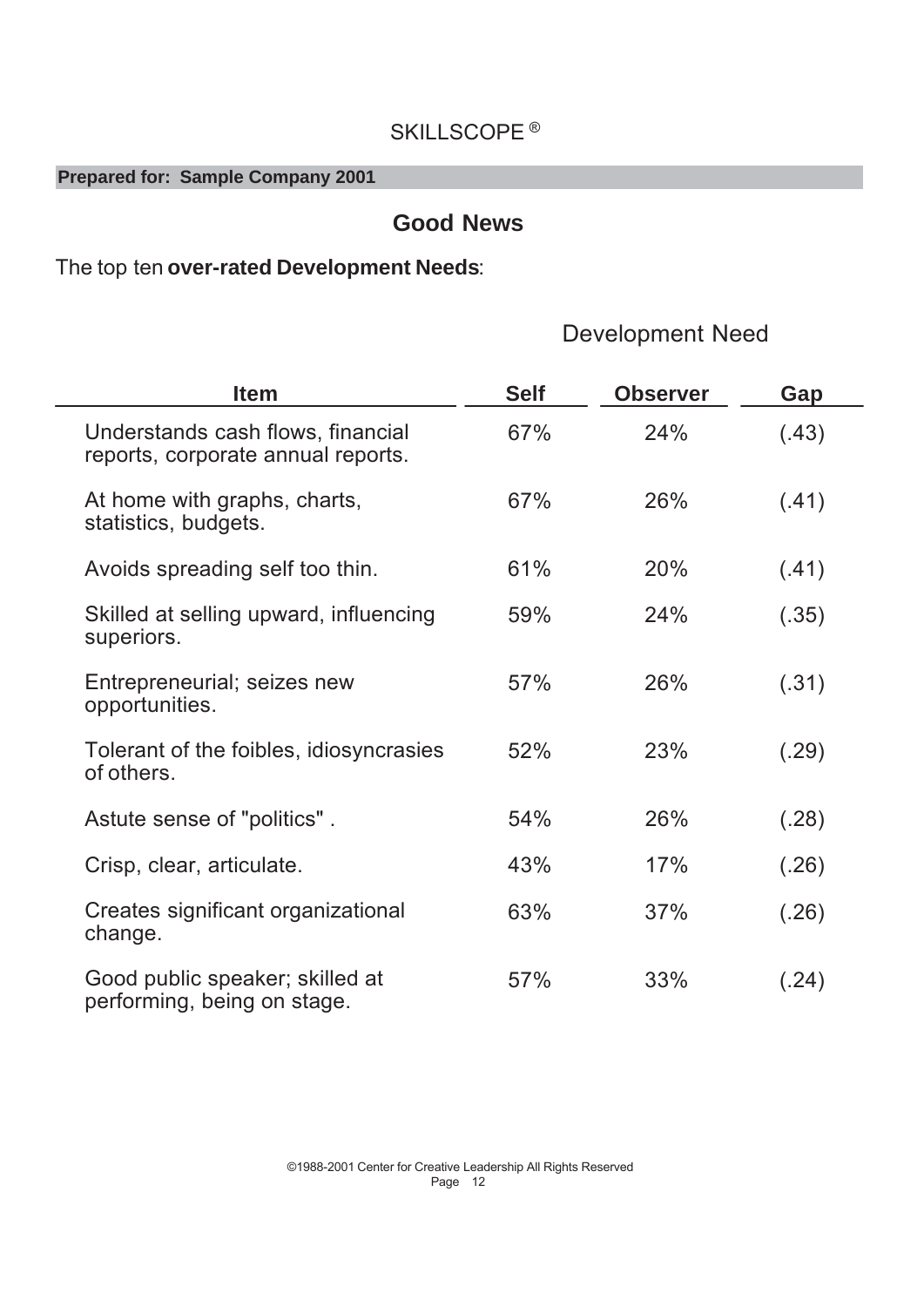SKILLSCOPE ®

**Prepared for: Sample Company 2001**

## Good News

The top ten **over-rated Development Needs**:

| Item | Development Need | | |
|---|---|---|---|
| | **Self** | **Observer** | **Gap** |
| Understands cash flows, financial reports, corporate annual reports. | 67% | 24% | (.43) |
| At home with graphs, charts, statistics, budgets. | 67% | 26% | (.41) |
| Avoids spreading self too thin. | 61% | 20% | (.41) |
| Skilled at selling upward, influencing superiors. | 59% | 24% | (.35) |
| Entrepreneurial; seizes new opportunities. | 57% | 26% | (.31) |
| Tolerant of the foibles, idiosyncrasies of others. | 52% | 23% | (.29) |
| Astute sense of "politics" . | 54% | 26% | (.28) |
| Crisp, clear, articulate. | 43% | 17% | (.26) |
| Creates significant organizational change. | 63% | 37% | (.26) |
| Good public speaker; skilled at performing, being on stage. | 57% | 33% | (.24) |

©1988-2001 Center for Creative Leadership All Rights Reserved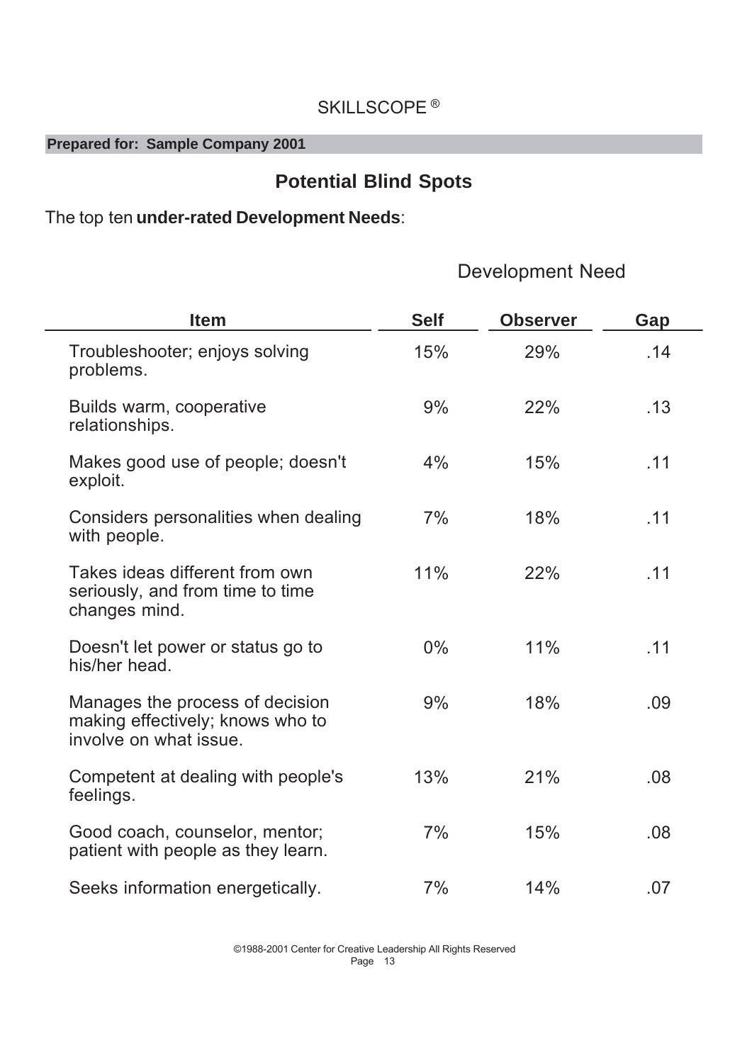SKILLSCOPE ®

**Prepared for: Sample Company 2001**

## Potential Blind Spots

The top ten **under-rated Development Needs**:

| Item | Development Need | | |
|---|---|---|---|
| | **Self** | **Observer** | **Gap** |
| Troubleshooter; enjoys solving problems. | 15% | 29% | .14 |
| Builds warm, cooperative relationships. | 9% | 22% | .13 |
| Makes good use of people; doesn't exploit. | 4% | 15% | .11 |
| Considers personalities when dealing with people. | 7% | 18% | .11 |
| Takes ideas different from own seriously, and from time to time changes mind. | 11% | 22% | .11 |
| Doesn't let power or status go to his/her head. | 0% | 11% | .11 |
| Manages the process of decision making effectively; knows who to involve on what issue. | 9% | 18% | .09 |
| Competent at dealing with people's feelings. | 13% | 21% | .08 |
| Good coach, counselor, mentor; patient with people as they learn. | 7% | 15% | .08 |
| Seeks information energetically. | 7% | 14% | .07 |

©1988-2001 Center for Creative Leadership All Rights Reserved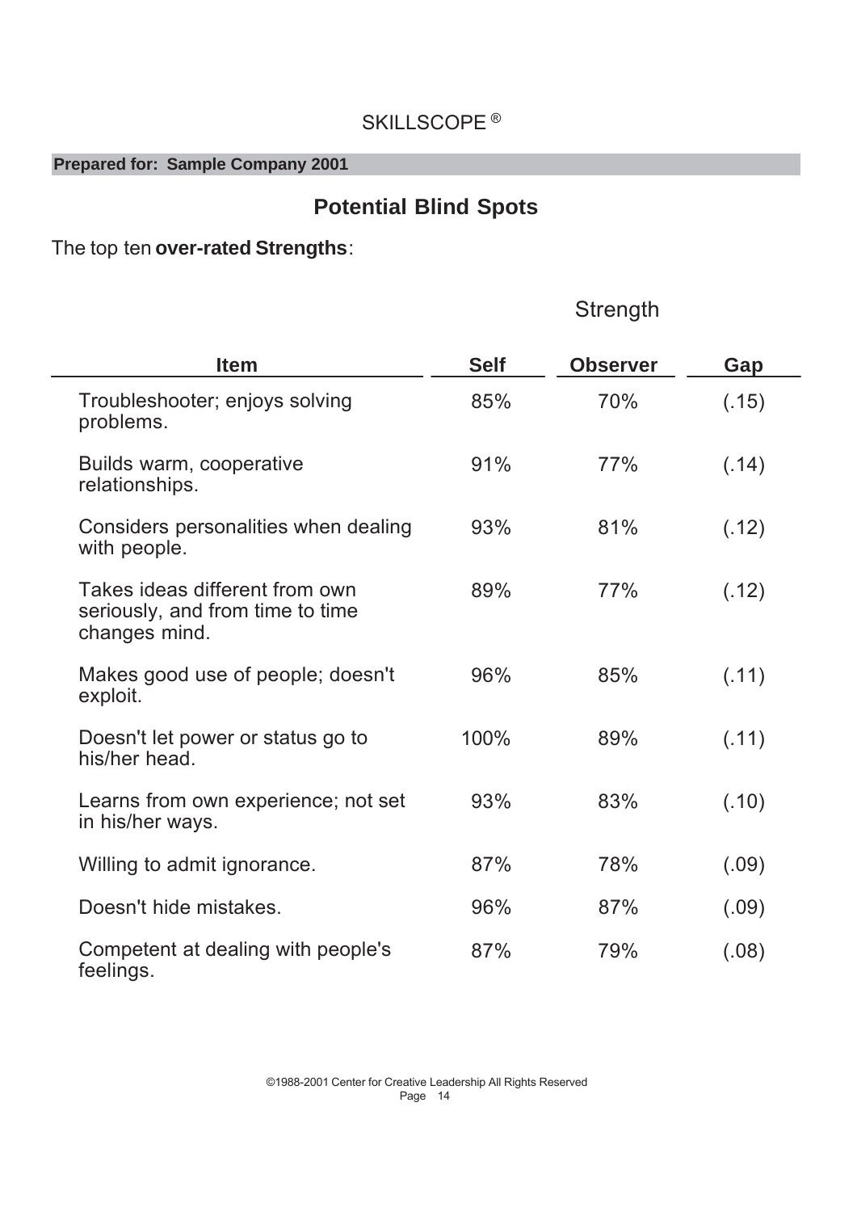SKILLSCOPE ®

**Prepared for: Sample Company 2001**

## Potential Blind Spots

The top ten **over-rated Strengths**:

| Item | Strength | | |
|---|---|---|---|
| | **Self** | **Observer** | **Gap** |
| Troubleshooter; enjoys solving problems. | 85% | 70% | (.15) |
| Builds warm, cooperative relationships. | 91% | 77% | (.14) |
| Considers personalities when dealing with people. | 93% | 81% | (.12) |
| Takes ideas different from own seriously, and from time to time changes mind. | 89% | 77% | (.12) |
| Makes good use of people; doesn't exploit. | 96% | 85% | (.11) |
| Doesn't let power or status go to his/her head. | 100% | 89% | (.11) |
| Learns from own experience; not set in his/her ways. | 93% | 83% | (.10) |
| Willing to admit ignorance. | 87% | 78% | (.09) |
| Doesn't hide mistakes. | 96% | 87% | (.09) |
| Competent at dealing with people's feelings. | 87% | 79% | (.08) |

©1988-2001 Center for Creative Leadership All Rights Reserved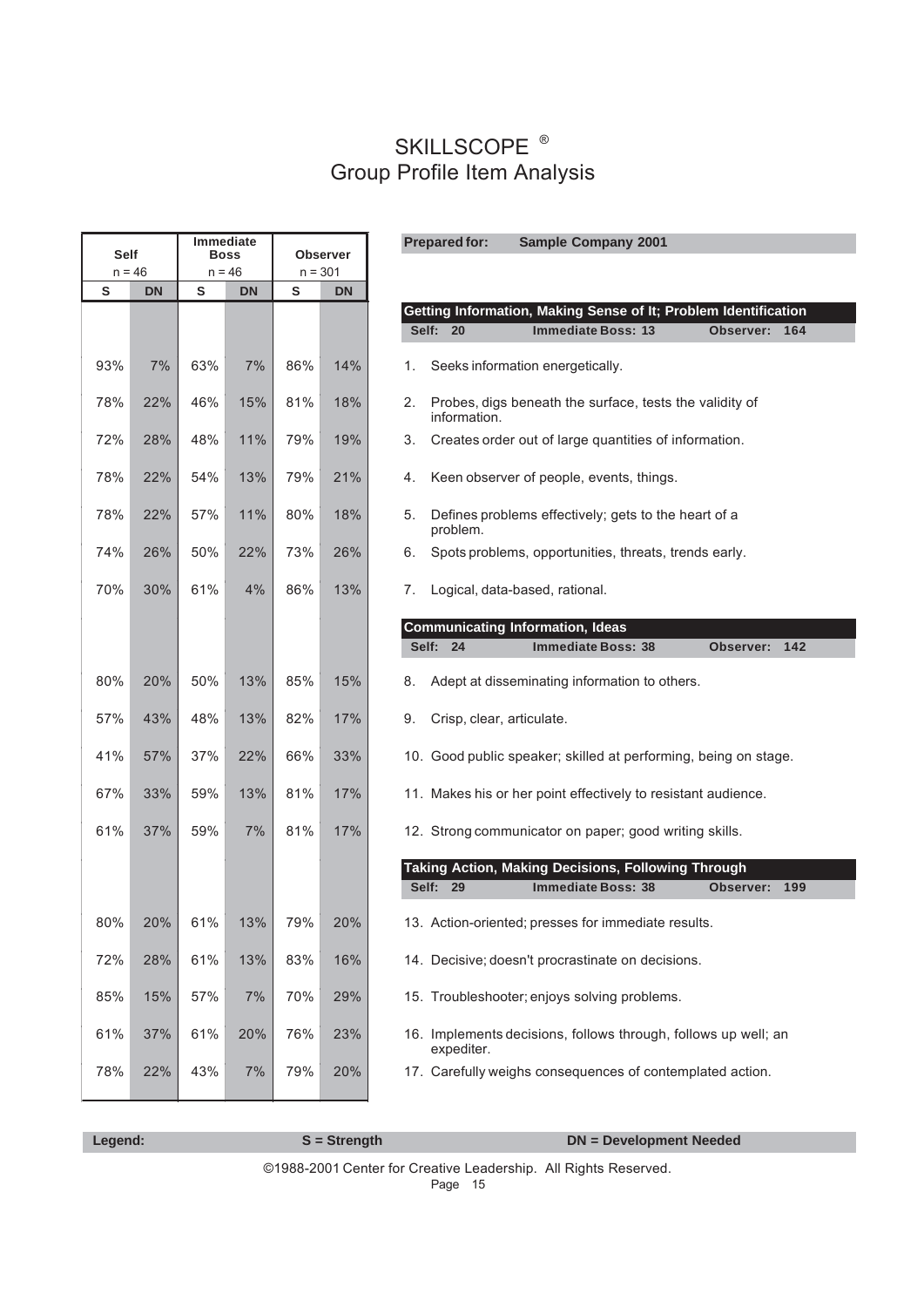# SKILLSCOPE ®
## Group Profile Item Analysis

**Prepared for:** **Sample Company 2001**

| Self S | Self DN | Immediate Boss S | Immediate Boss DN | Observer S | Observer DN | Item |
|---|---|---|---|---|---|---|
| n = 46 | | n = 46 | | n = 301 | | |
| | | | | | | **Getting Information, Making Sense of It; Problem Identification** — Self: 20 / Immediate Boss: 13 / Observer: 164 |
| 93% | 7% | 63% | 7% | 86% | 14% | 1. Seeks information energetically. |
| 78% | 22% | 46% | 15% | 81% | 18% | 2. Probes, digs beneath the surface, tests the validity of information. |
| 72% | 28% | 48% | 11% | 79% | 19% | 3. Creates order out of large quantities of information. |
| 78% | 22% | 54% | 13% | 79% | 21% | 4. Keen observer of people, events, things. |
| 78% | 22% | 57% | 11% | 80% | 18% | 5. Defines problems effectively; gets to the heart of a problem. |
| 74% | 26% | 50% | 22% | 73% | 26% | 6. Spots problems, opportunities, threats, trends early. |
| 70% | 30% | 61% | 4% | 86% | 13% | 7. Logical, data-based, rational. |
| | | | | | | **Communicating Information, Ideas** — Self: 24 / Immediate Boss: 38 / Observer: 142 |
| 80% | 20% | 50% | 13% | 85% | 15% | 8. Adept at disseminating information to others. |
| 57% | 43% | 48% | 13% | 82% | 17% | 9. Crisp, clear, articulate. |
| 41% | 57% | 37% | 22% | 66% | 33% | 10. Good public speaker; skilled at performing, being on stage. |
| 67% | 33% | 59% | 13% | 81% | 17% | 11. Makes his or her point effectively to resistant audience. |
| 61% | 37% | 59% | 7% | 81% | 17% | 12. Strong communicator on paper; good writing skills. |
| | | | | | | **Taking Action, Making Decisions, Following Through** — Self: 29 / Immediate Boss: 38 / Observer: 199 |
| 80% | 20% | 61% | 13% | 79% | 20% | 13. Action-oriented; presses for immediate results. |
| 72% | 28% | 61% | 13% | 83% | 16% | 14. Decisive; doesn't procrastinate on decisions. |
| 85% | 15% | 57% | 7% | 70% | 29% | 15. Troubleshooter; enjoys solving problems. |
| 61% | 37% | 61% | 20% | 76% | 23% | 16. Implements decisions, follows through, follows up well; an expediter. |
| 78% | 22% | 43% | 7% | 79% | 20% | 17. Carefully weighs consequences of contemplated action. |

**Legend:** **S = Strength** **DN = Development Needed**

©1988-2001 Center for Creative Leadership. All Rights Reserved.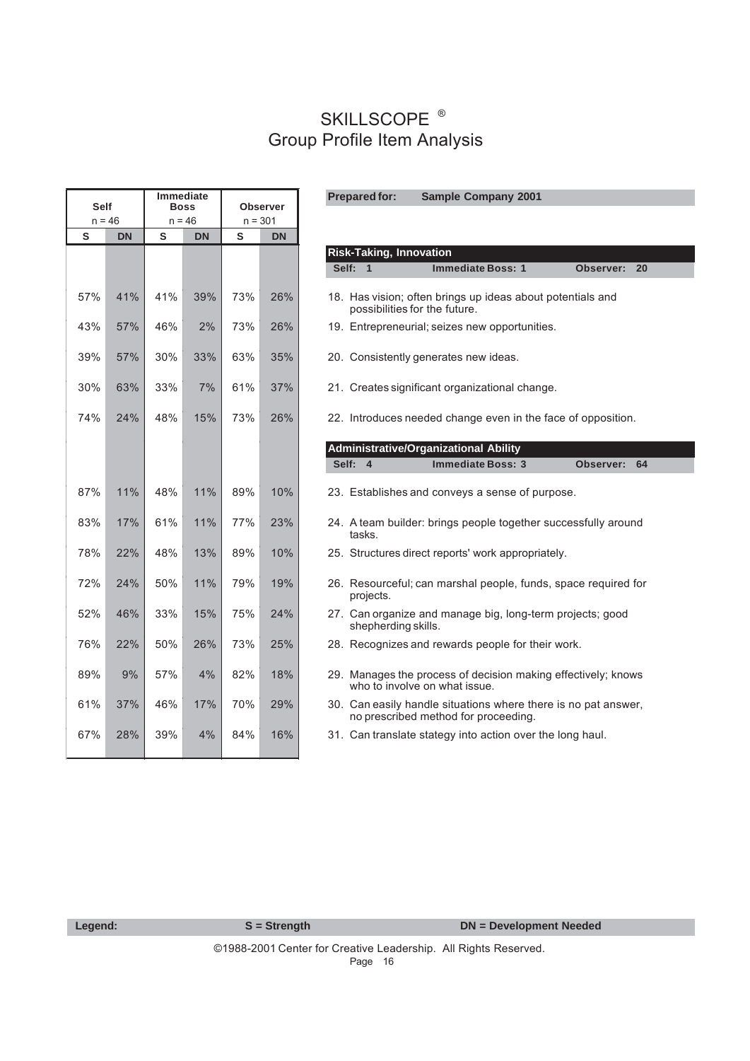# SKILLSCOPE ®

## Group Profile Item Analysis

**Prepared for:** **Sample Company 2001**

| Self S (n = 46) | Self DN (n = 46) | Immediate Boss S (n = 46) | Immediate Boss DN (n = 46) | Observer S (n = 301) | Observer DN (n = 301) | Item |
|---|---|---|---|---|---|---|
| | | | | | | **Risk-Taking, Innovation** — Self: 1 Immediate Boss: 1 Observer: 20 |
| 57% | 41% | 41% | 39% | 73% | 26% | 18. Has vision; often brings up ideas about potentials and possibilities for the future. |
| 43% | 57% | 46% | 2% | 73% | 26% | 19. Entrepreneurial; seizes new opportunities. |
| 39% | 57% | 30% | 33% | 63% | 35% | 20. Consistently generates new ideas. |
| 30% | 63% | 33% | 7% | 61% | 37% | 21. Creates significant organizational change. |
| 74% | 24% | 48% | 15% | 73% | 26% | 22. Introduces needed change even in the face of opposition. |
| | | | | | | **Administrative/Organizational Ability** — Self: 4 Immediate Boss: 3 Observer: 64 |
| 87% | 11% | 48% | 11% | 89% | 10% | 23. Establishes and conveys a sense of purpose. |
| 83% | 17% | 61% | 11% | 77% | 23% | 24. A team builder: brings people together successfully around tasks. |
| 78% | 22% | 48% | 13% | 89% | 10% | 25. Structures direct reports' work appropriately. |
| 72% | 24% | 50% | 11% | 79% | 19% | 26. Resourceful; can marshal people, funds, space required for projects. |
| 52% | 46% | 33% | 15% | 75% | 24% | 27. Can organize and manage big, long-term projects; good shepherding skills. |
| 76% | 22% | 50% | 26% | 73% | 25% | 28. Recognizes and rewards people for their work. |
| 89% | 9% | 57% | 4% | 82% | 18% | 29. Manages the process of decision making effectively; knows who to involve on what issue. |
| 61% | 37% | 46% | 17% | 70% | 29% | 30. Can easily handle situations where there is no pat answer, no prescribed method for proceeding. |
| 67% | 28% | 39% | 4% | 84% | 16% | 31. Can translate stategy into action over the long haul. |

**Legend:** **S = Strength** **DN = Development Needed**

©1988-2001 Center for Creative Leadership. All Rights Reserved.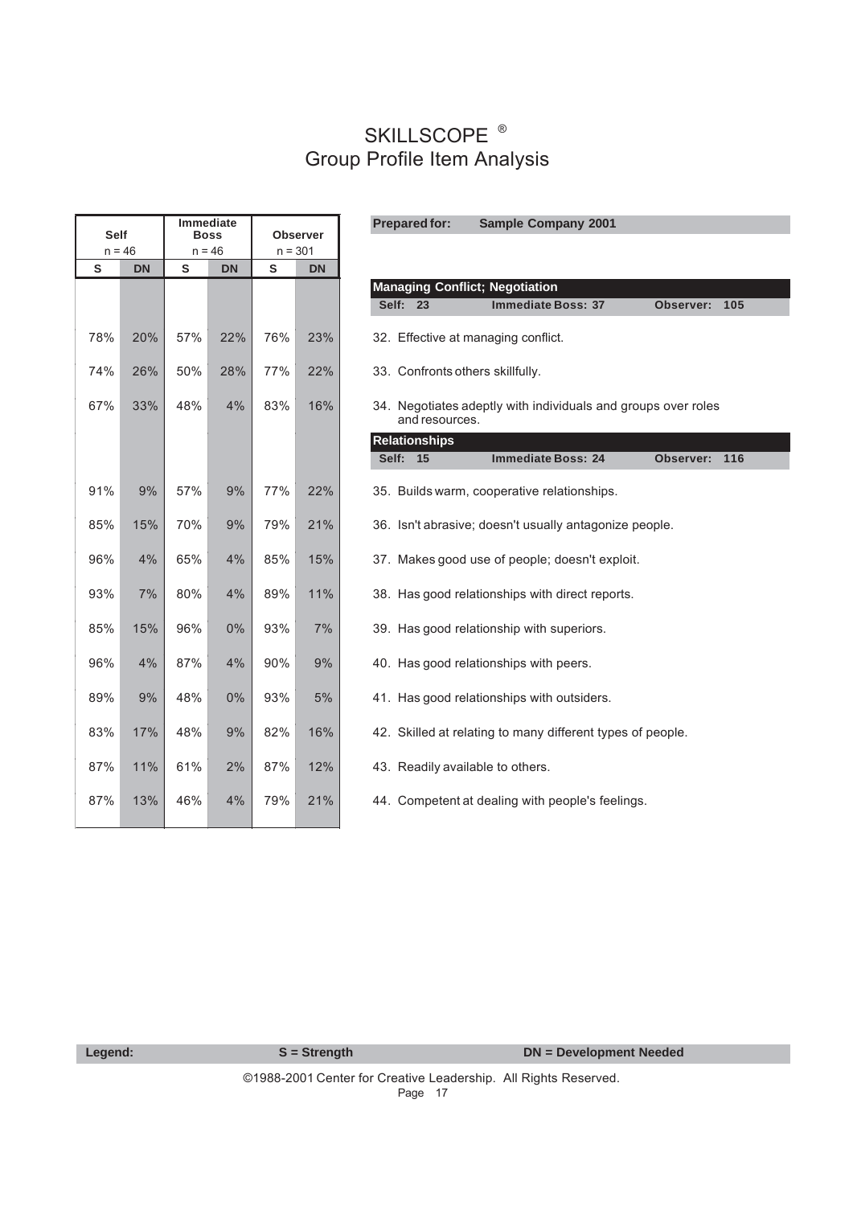# SKILLSCOPE ®
## Group Profile Item Analysis

**Prepared for:** **Sample Company 2001**

| Self S | Self DN | Immediate Boss S | Immediate Boss DN | Observer S | Observer DN | Item |
|---|---|---|---|---|---|---|
| n = 46 | | n = 46 | | n = 301 | | |
| | | | | | | **Managing Conflict; Negotiation** — Self: 23 Immediate Boss: 37 Observer: 105 |
| 78% | 20% | 57% | 22% | 76% | 23% | 32. Effective at managing conflict. |
| 74% | 26% | 50% | 28% | 77% | 22% | 33. Confronts others skillfully. |
| 67% | 33% | 48% | 4% | 83% | 16% | 34. Negotiates adeptly with individuals and groups over roles and resources. |
| | | | | | | **Relationships** — Self: 15 Immediate Boss: 24 Observer: 116 |
| 91% | 9% | 57% | 9% | 77% | 22% | 35. Builds warm, cooperative relationships. |
| 85% | 15% | 70% | 9% | 79% | 21% | 36. Isn't abrasive; doesn't usually antagonize people. |
| 96% | 4% | 65% | 4% | 85% | 15% | 37. Makes good use of people; doesn't exploit. |
| 93% | 7% | 80% | 4% | 89% | 11% | 38. Has good relationships with direct reports. |
| 85% | 15% | 96% | 0% | 93% | 7% | 39. Has good relationship with superiors. |
| 96% | 4% | 87% | 4% | 90% | 9% | 40. Has good relationships with peers. |
| 89% | 9% | 48% | 0% | 93% | 5% | 41. Has good relationships with outsiders. |
| 83% | 17% | 48% | 9% | 82% | 16% | 42. Skilled at relating to many different types of people. |
| 87% | 11% | 61% | 2% | 87% | 12% | 43. Readily available to others. |
| 87% | 13% | 46% | 4% | 79% | 21% | 44. Competent at dealing with people's feelings. |

**Legend:** **S = Strength** **DN = Development Needed**

©1988-2001 Center for Creative Leadership. All Rights Reserved.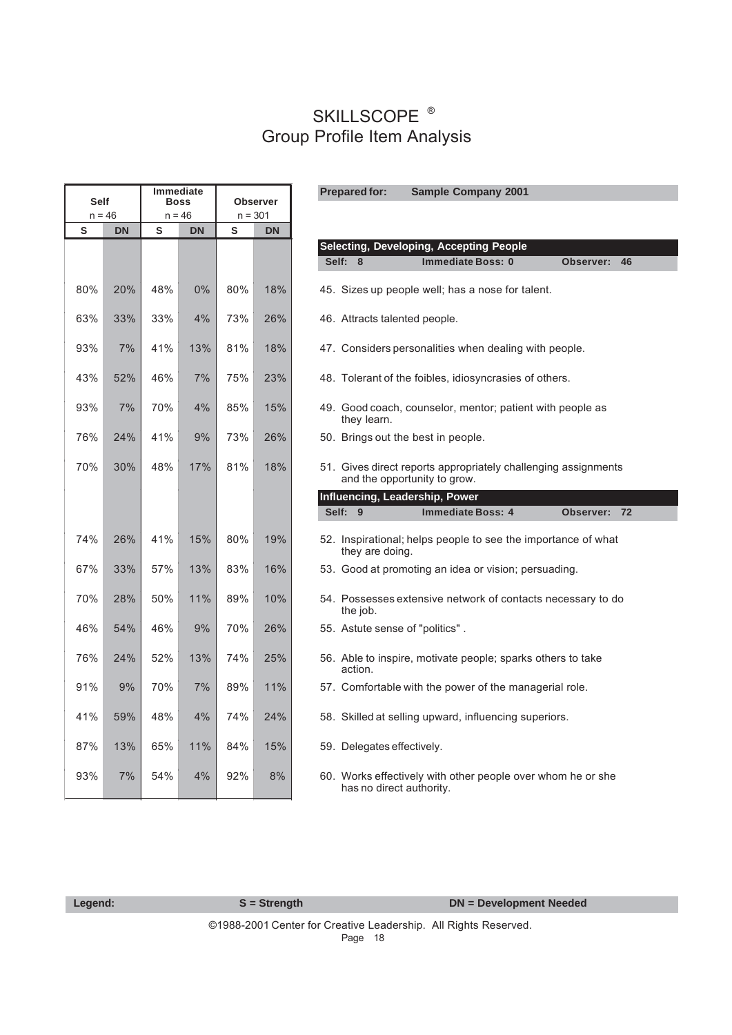# SKILLSCOPE ®
## Group Profile Item Analysis

**Prepared for:** **Sample Company 2001**

| Self (n = 46) | | Immediate Boss (n = 46) | | Observer (n = 301) | | |
|---|---|---|---|---|---|---|
| S | DN | S | DN | S | DN | |
| | | | | | | **Selecting, Developing, Accepting People** — Self: 8 · Immediate Boss: 0 · Observer: 46 |
| 80% | 20% | 48% | 0% | 80% | 18% | 45. Sizes up people well; has a nose for talent. |
| 63% | 33% | 33% | 4% | 73% | 26% | 46. Attracts talented people. |
| 93% | 7% | 41% | 13% | 81% | 18% | 47. Considers personalities when dealing with people. |
| 43% | 52% | 46% | 7% | 75% | 23% | 48. Tolerant of the foibles, idiosyncrasies of others. |
| 93% | 7% | 70% | 4% | 85% | 15% | 49. Good coach, counselor, mentor; patient with people as they learn. |
| 76% | 24% | 41% | 9% | 73% | 26% | 50. Brings out the best in people. |
| 70% | 30% | 48% | 17% | 81% | 18% | 51. Gives direct reports appropriately challenging assignments and the opportunity to grow. |
| | | | | | | **Influencing, Leadership, Power** — Self: 9 · Immediate Boss: 4 · Observer: 72 |
| 74% | 26% | 41% | 15% | 80% | 19% | 52. Inspirational; helps people to see the importance of what they are doing. |
| 67% | 33% | 57% | 13% | 83% | 16% | 53. Good at promoting an idea or vision; persuading. |
| 70% | 28% | 50% | 11% | 89% | 10% | 54. Possesses extensive network of contacts necessary to do the job. |
| 46% | 54% | 46% | 9% | 70% | 26% | 55. Astute sense of "politics" . |
| 76% | 24% | 52% | 13% | 74% | 25% | 56. Able to inspire, motivate people; sparks others to take action. |
| 91% | 9% | 70% | 7% | 89% | 11% | 57. Comfortable with the power of the managerial role. |
| 41% | 59% | 48% | 4% | 74% | 24% | 58. Skilled at selling upward, influencing superiors. |
| 87% | 13% | 65% | 11% | 84% | 15% | 59. Delegates effectively. |
| 93% | 7% | 54% | 4% | 92% | 8% | 60. Works effectively with other people over whom he or she has no direct authority. |

**Legend:** **S = Strength** **DN = Development Needed**

©1988-2001 Center for Creative Leadership. All Rights Reserved.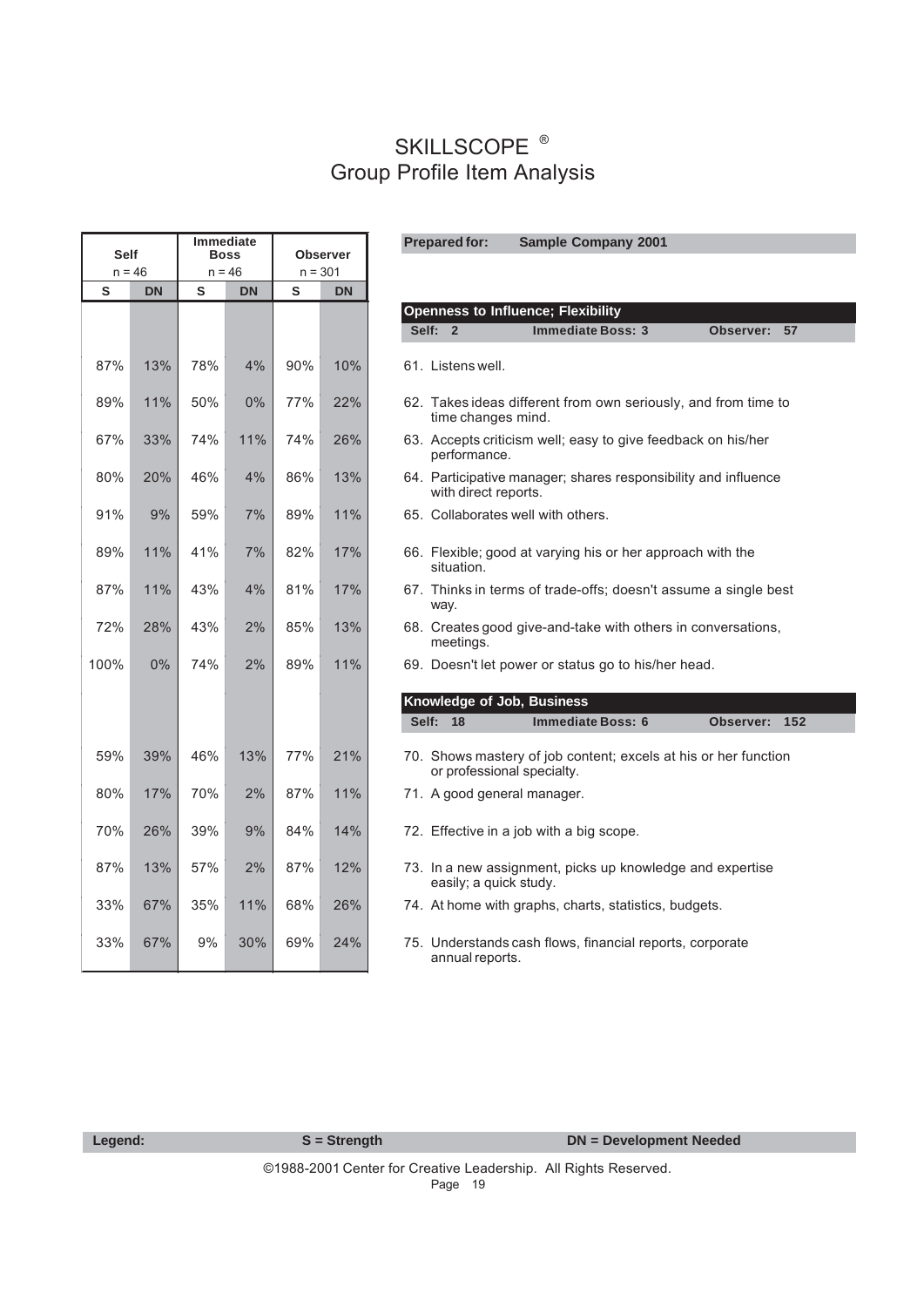# SKILLSCOPE ®

## Group Profile Item Analysis

**Prepared for:** **Sample Company 2001**

| Self (n = 46) | | Immediate Boss (n = 46) | | Observer (n = 301) | | Item |
|---|---|---|---|---|---|---|
| S | DN | S | DN | S | DN | |
| | | | | | | **Openness to Influence; Flexibility** — Self: 2 — Immediate Boss: 3 — Observer: 57 |
| 87% | 13% | 78% | 4% | 90% | 10% | 61. Listens well. |
| 89% | 11% | 50% | 0% | 77% | 22% | 62. Takes ideas different from own seriously, and from time to time changes mind. |
| 67% | 33% | 74% | 11% | 74% | 26% | 63. Accepts criticism well; easy to give feedback on his/her performance. |
| 80% | 20% | 46% | 4% | 86% | 13% | 64. Participative manager; shares responsibility and influence with direct reports. |
| 91% | 9% | 59% | 7% | 89% | 11% | 65. Collaborates well with others. |
| 89% | 11% | 41% | 7% | 82% | 17% | 66. Flexible; good at varying his or her approach with the situation. |
| 87% | 11% | 43% | 4% | 81% | 17% | 67. Thinks in terms of trade-offs; doesn't assume a single best way. |
| 72% | 28% | 43% | 2% | 85% | 13% | 68. Creates good give-and-take with others in conversations, meetings. |
| 100% | 0% | 74% | 2% | 89% | 11% | 69. Doesn't let power or status go to his/her head. |
| | | | | | | **Knowledge of Job, Business** — Self: 18 — Immediate Boss: 6 — Observer: 152 |
| 59% | 39% | 46% | 13% | 77% | 21% | 70. Shows mastery of job content; excels at his or her function or professional specialty. |
| 80% | 17% | 70% | 2% | 87% | 11% | 71. A good general manager. |
| 70% | 26% | 39% | 9% | 84% | 14% | 72. Effective in a job with a big scope. |
| 87% | 13% | 57% | 2% | 87% | 12% | 73. In a new assignment, picks up knowledge and expertise easily; a quick study. |
| 33% | 67% | 35% | 11% | 68% | 26% | 74. At home with graphs, charts, statistics, budgets. |
| 33% | 67% | 9% | 30% | 69% | 24% | 75. Understands cash flows, financial reports, corporate annual reports. |

**Legend:** **S = Strength** **DN = Development Needed**

©1988-2001 Center for Creative Leadership. All Rights Reserved.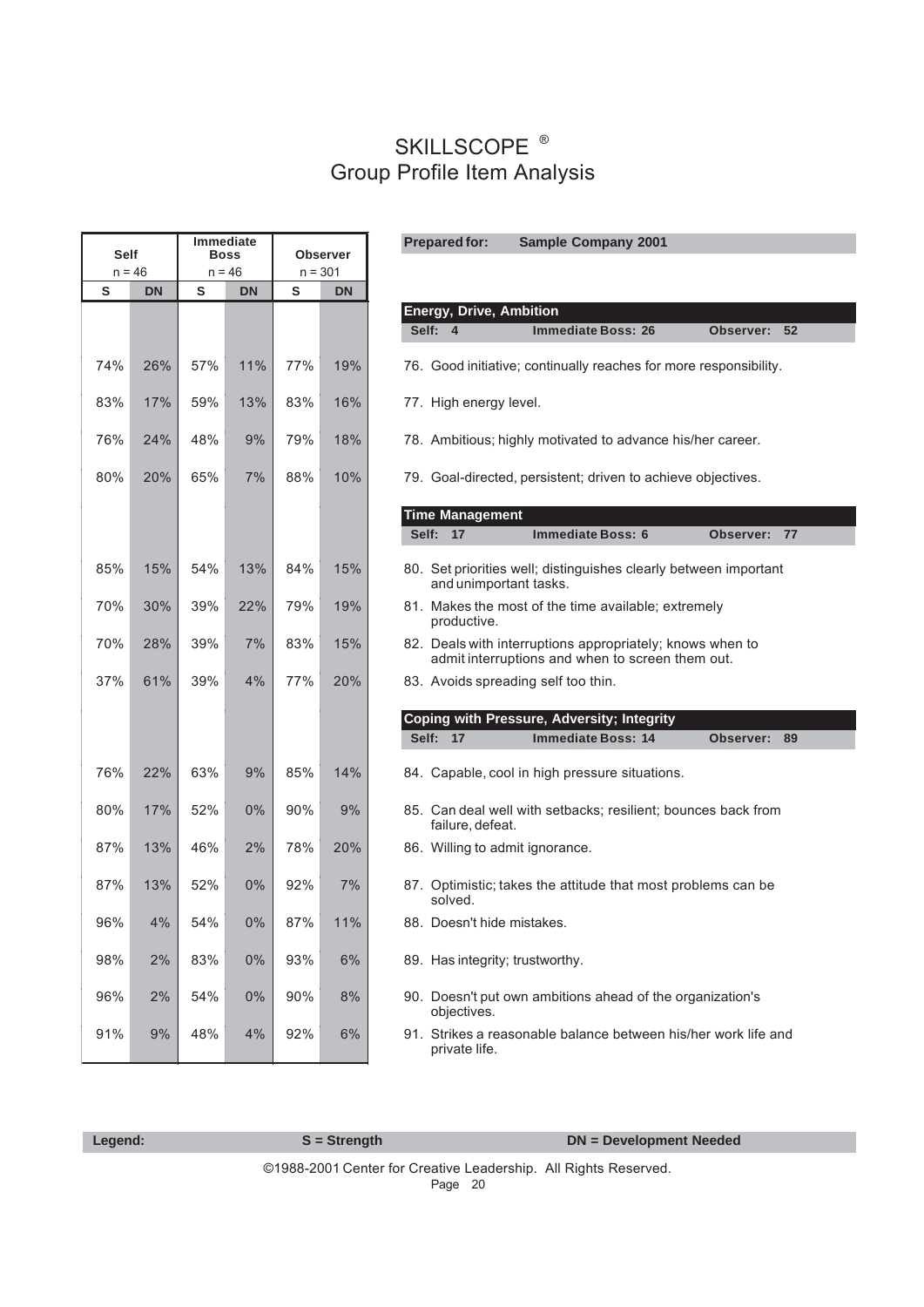# SKILLSCOPE ®
## Group Profile Item Analysis

**Prepared for:** Sample Company 2001

| Self S (n = 46) | Self DN | Immediate Boss S (n = 46) | Immediate Boss DN | Observer S (n = 301) | Observer DN | Item |
|---|---|---|---|---|---|---|
| | | | | | | **Energy, Drive, Ambition** — Self: 4 Immediate Boss: 26 Observer: 52 |
| 74% | 26% | 57% | 11% | 77% | 19% | 76. Good initiative; continually reaches for more responsibility. |
| 83% | 17% | 59% | 13% | 83% | 16% | 77. High energy level. |
| 76% | 24% | 48% | 9% | 79% | 18% | 78. Ambitious; highly motivated to advance his/her career. |
| 80% | 20% | 65% | 7% | 88% | 10% | 79. Goal-directed, persistent; driven to achieve objectives. |
| | | | | | | **Time Management** — Self: 17 Immediate Boss: 6 Observer: 77 |
| 85% | 15% | 54% | 13% | 84% | 15% | 80. Set priorities well; distinguishes clearly between important and unimportant tasks. |
| 70% | 30% | 39% | 22% | 79% | 19% | 81. Makes the most of the time available; extremely productive. |
| 70% | 28% | 39% | 7% | 83% | 15% | 82. Deals with interruptions appropriately; knows when to admit interruptions and when to screen them out. |
| 37% | 61% | 39% | 4% | 77% | 20% | 83. Avoids spreading self too thin. |
| | | | | | | **Coping with Pressure, Adversity; Integrity** — Self: 17 Immediate Boss: 14 Observer: 89 |
| 76% | 22% | 63% | 9% | 85% | 14% | 84. Capable, cool in high pressure situations. |
| 80% | 17% | 52% | 0% | 90% | 9% | 85. Can deal well with setbacks; resilient; bounces back from failure, defeat. |
| 87% | 13% | 46% | 2% | 78% | 20% | 86. Willing to admit ignorance. |
| 87% | 13% | 52% | 0% | 92% | 7% | 87. Optimistic; takes the attitude that most problems can be solved. |
| 96% | 4% | 54% | 0% | 87% | 11% | 88. Doesn't hide mistakes. |
| 98% | 2% | 83% | 0% | 93% | 6% | 89. Has integrity; trustworthy. |
| 96% | 2% | 54% | 0% | 90% | 8% | 90. Doesn't put own ambitions ahead of the organization's objectives. |
| 91% | 9% | 48% | 4% | 92% | 6% | 91. Strikes a reasonable balance between his/her work life and private life. |

**Legend:** **S = Strength** **DN = Development Needed**

©1988-2001 Center for Creative Leadership. All Rights Reserved.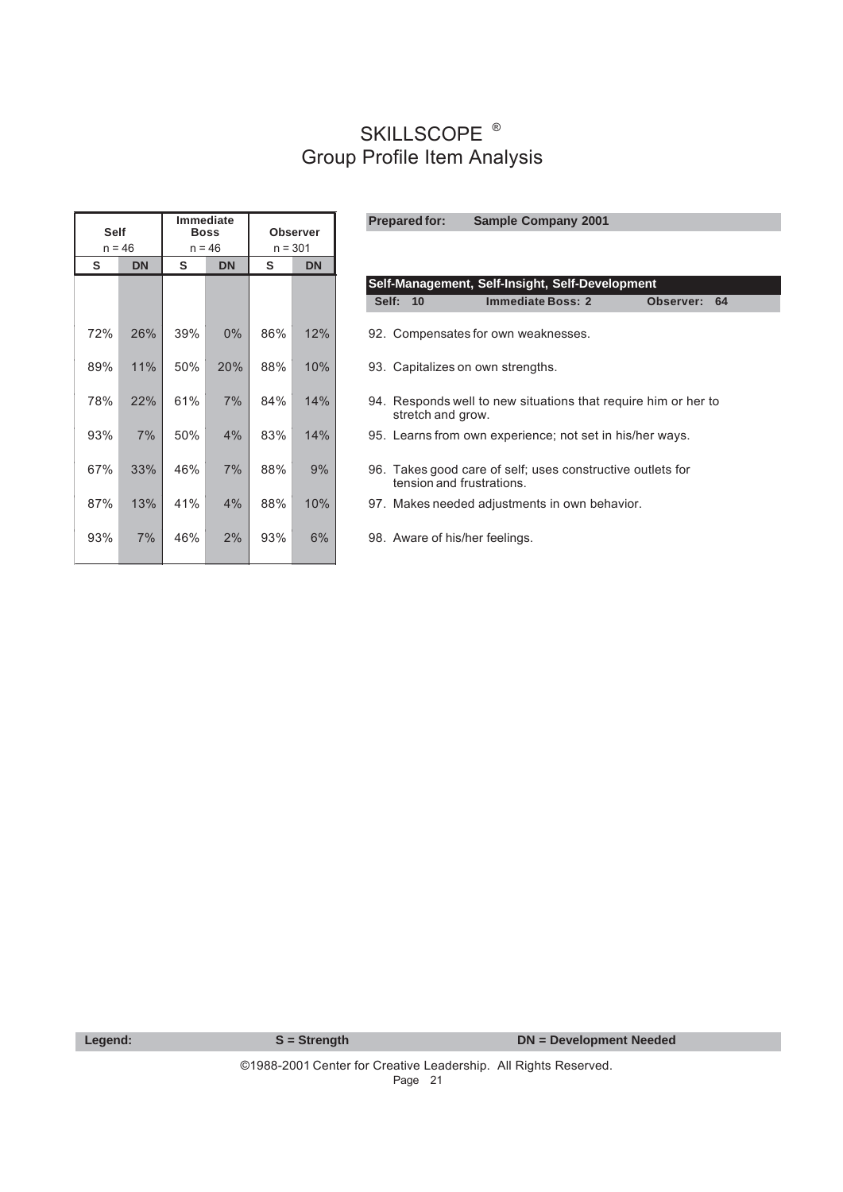# SKILLSCOPE ®
## Group Profile Item Analysis

**Prepared for:** **Sample Company 2001**

| Self n = 46 | | Immediate Boss n = 46 | | Observer n = 301 | | Self-Management, Self-Insight, Self-Development |
|---|---|---|---|---|---|---|
| **S** | **DN** | **S** | **DN** | **S** | **DN** | **Self: 10 Immediate Boss: 2 Observer: 64** |
| 72% | 26% | 39% | 0% | 86% | 12% | 92. Compensates for own weaknesses. |
| 89% | 11% | 50% | 20% | 88% | 10% | 93. Capitalizes on own strengths. |
| 78% | 22% | 61% | 7% | 84% | 14% | 94. Responds well to new situations that require him or her to stretch and grow. |
| 93% | 7% | 50% | 4% | 83% | 14% | 95. Learns from own experience; not set in his/her ways. |
| 67% | 33% | 46% | 7% | 88% | 9% | 96. Takes good care of self; uses constructive outlets for tension and frustrations. |
| 87% | 13% | 41% | 4% | 88% | 10% | 97. Makes needed adjustments in own behavior. |
| 93% | 7% | 46% | 2% | 93% | 6% | 98. Aware of his/her feelings. |

**Legend:** **S = Strength** **DN = Development Needed**

©1988-2001 Center for Creative Leadership. All Rights Reserved.